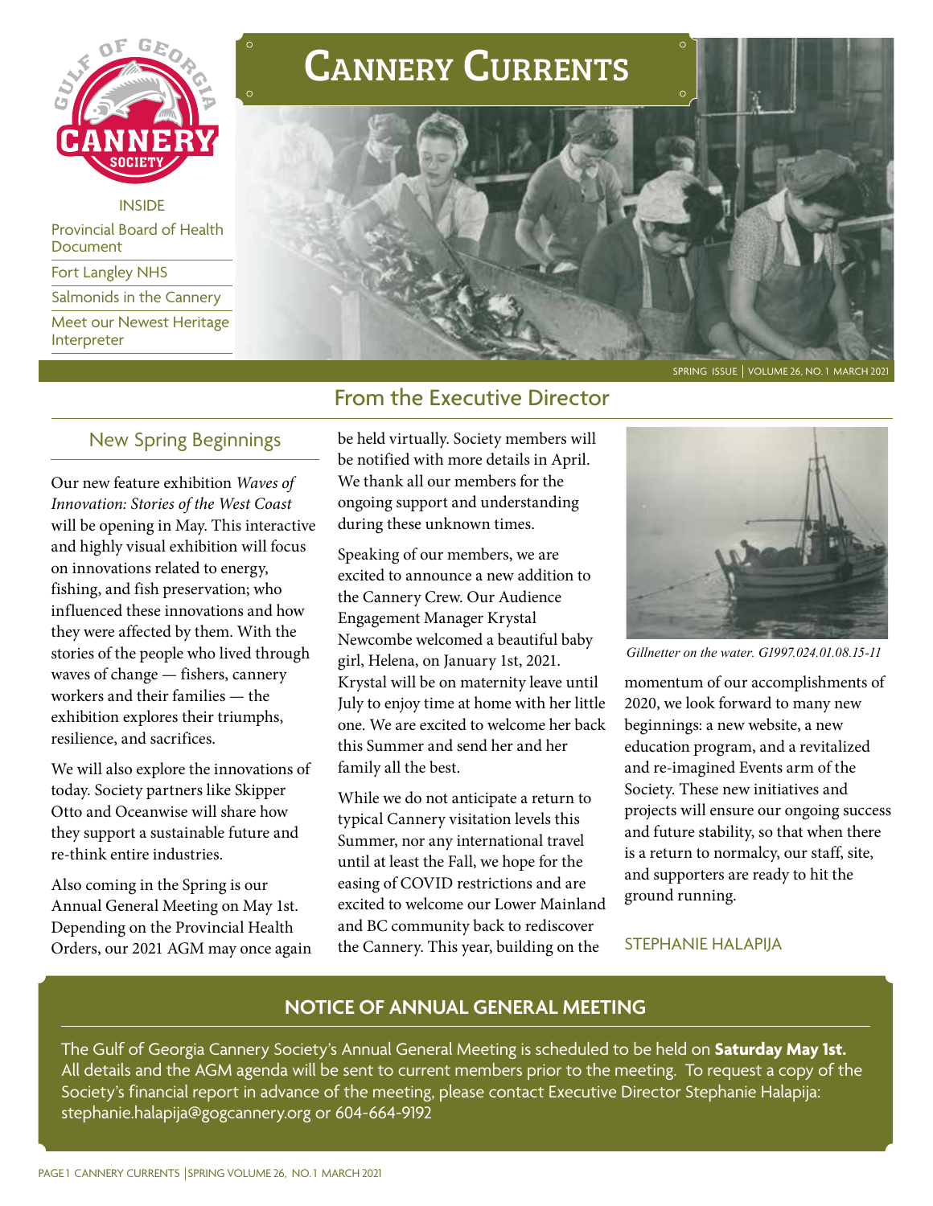# Cannery Currents

INSIDE

- Provincial Board of Health Document
- Fort Langley NHS
- Salmonids in the Cannery
- Meet our Newest Heritage Interpreter

SPRING ISSUE | VOLUME 26, NO. 1 MARCH 2021

## From the Executive Director

### New Spring Beginnings

Our new feature exhibition *Waves of Innovation: Stories of the West Coast* will be opening in May. This interactive and highly visual exhibition will focus on innovations related to energy, fishing, and fish preservation; who influenced these innovations and how they were affected by them. With the stories of the people who lived through waves of change — fishers, cannery workers and their families — the exhibition explores their triumphs, resilience, and sacrifices.

We will also explore the innovations of today. Society partners like Skipper Otto and Oceanwise will share how they support a sustainable future and re-think entire industries.

Also coming in the Spring is our Annual General Meeting on May 1st. Depending on the Provincial Health Orders, our 2021 AGM may once again be held virtually. Society members will be notified with more details in April. We thank all our members for the ongoing support and understanding during these unknown times.

Speaking of our members, we are excited to announce a new addition to the Cannery Crew. Our Audience Engagement Manager Krystal Newcombe welcomed a beautiful baby girl, Helena, on January 1st, 2021. Krystal will be on maternity leave until July to enjoy time at home with her little one. We are excited to welcome her back this Summer and send her and her family all the best.

While we do not anticipate a return to typical Cannery visitation levels this Summer, nor any international travel until at least the Fall, we hope for the easing of COVID restrictions and are excited to welcome our Lower Mainland and BC community back to rediscover the Cannery. This year, building on the momentum of our accomplishments of 2020, we look forward to many new beginnings: a new website, a new education program, and a revitalized and re-imagined Events arm of the Society. These new initiatives and projects will ensure our ongoing success and future stability, so that when there is a return to normalcy, our staff, site, and supporters are ready to hit the ground running.

*Gillnetter on the water. G1997.024.01.08.15-11*

STEPHANIE HALAPIJA

## NOTICE OF ANNUAL GENERAL MEETING

The Gulf of Georgia Cannery Society's Annual General Meeting is scheduled to be held on **Saturday May 1st.** All details and the AGM agenda will be sent to current members prior to the meeting. To request a copy of the Society's financial report in advance of the meeting, please contact Executive Director Stephanie Halapija: stephanie.halapija@gogcannery.org or 604-664-9192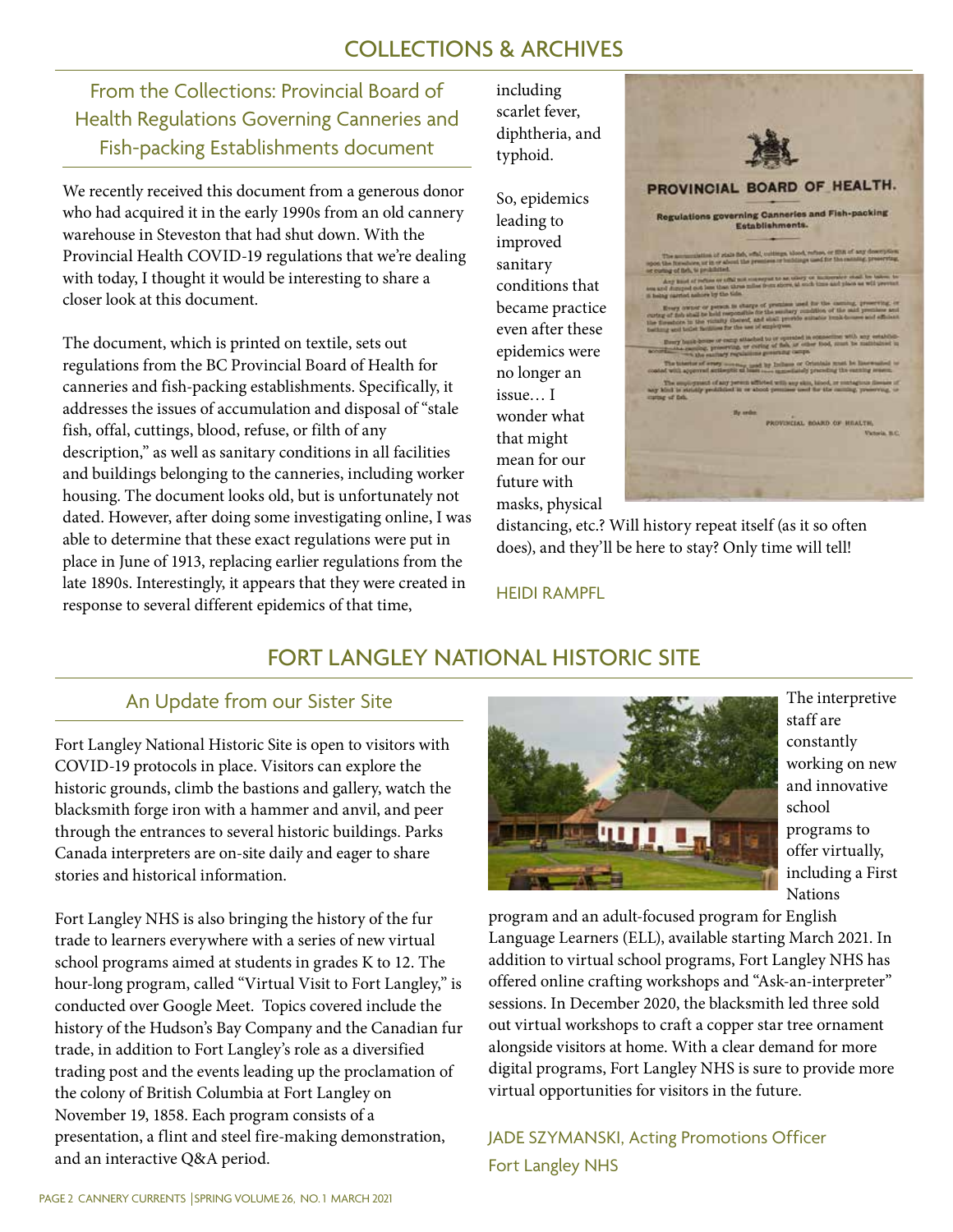# COLLECTIONS & ARCHIVES

## From the Collections: Provincial Board of Health Regulations Governing Canneries and Fish-packing Establishments document

We recently received this document from a generous donor who had acquired it in the early 1990s from an old cannery warehouse in Steveston that had shut down. With the Provincial Health COVID-19 regulations that we're dealing with today, I thought it would be interesting to share a closer look at this document.

The document, which is printed on textile, sets out regulations from the BC Provincial Board of Health for canneries and fish-packing establishments. Specifically, it addresses the issues of accumulation and disposal of "stale fish, offal, cuttings, blood, refuse, or filth of any description," as well as sanitary conditions in all facilities and buildings belonging to the canneries, including worker housing. The document looks old, but is unfortunately not dated. However, after doing some investigating online, I was able to determine that these exact regulations were put in place in June of 1913, replacing earlier regulations from the late 1890s. Interestingly, it appears that they were created in response to several different epidemics of that time, including scarlet fever, diphtheria, and typhoid.

So, epidemics leading to improved sanitary conditions that became practice even after these epidemics were no longer an issue… I wonder what that might mean for our future with masks, physical distancing, etc.? Will history repeat itself (as it so often does), and they'll be here to stay? Only time will tell!

HEIDI RAMPFL

# FORT LANGLEY NATIONAL HISTORIC SITE

## An Update from our Sister Site

Fort Langley National Historic Site is open to visitors with COVID-19 protocols in place. Visitors can explore the historic grounds, climb the bastions and gallery, watch the blacksmith forge iron with a hammer and anvil, and peer through the entrances to several historic buildings. Parks Canada interpreters are on-site daily and eager to share stories and historical information.

Fort Langley NHS is also bringing the history of the fur trade to learners everywhere with a series of new virtual school programs aimed at students in grades K to 12. The hour-long program, called "Virtual Visit to Fort Langley," is conducted over Google Meet. Topics covered include the history of the Hudson's Bay Company and the Canadian fur trade, in addition to Fort Langley's role as a diversified trading post and the events leading up the proclamation of the colony of British Columbia at Fort Langley on November 19, 1858. Each program consists of a presentation, a flint and steel fire-making demonstration, and an interactive Q&A period.

The interpretive staff are constantly working on new and innovative school programs to offer virtually, including a First Nations program and an adult-focused program for English Language Learners (ELL), available starting March 2021. In addition to virtual school programs, Fort Langley NHS has offered online crafting workshops and "Ask-an-interpreter" sessions. In December 2020, the blacksmith led three sold out virtual workshops to craft a copper star tree ornament alongside visitors at home. With a clear demand for more digital programs, Fort Langley NHS is sure to provide more virtual opportunities for visitors in the future.

JADE SZYMANSKI, Acting Promotions Officer
Fort Langley NHS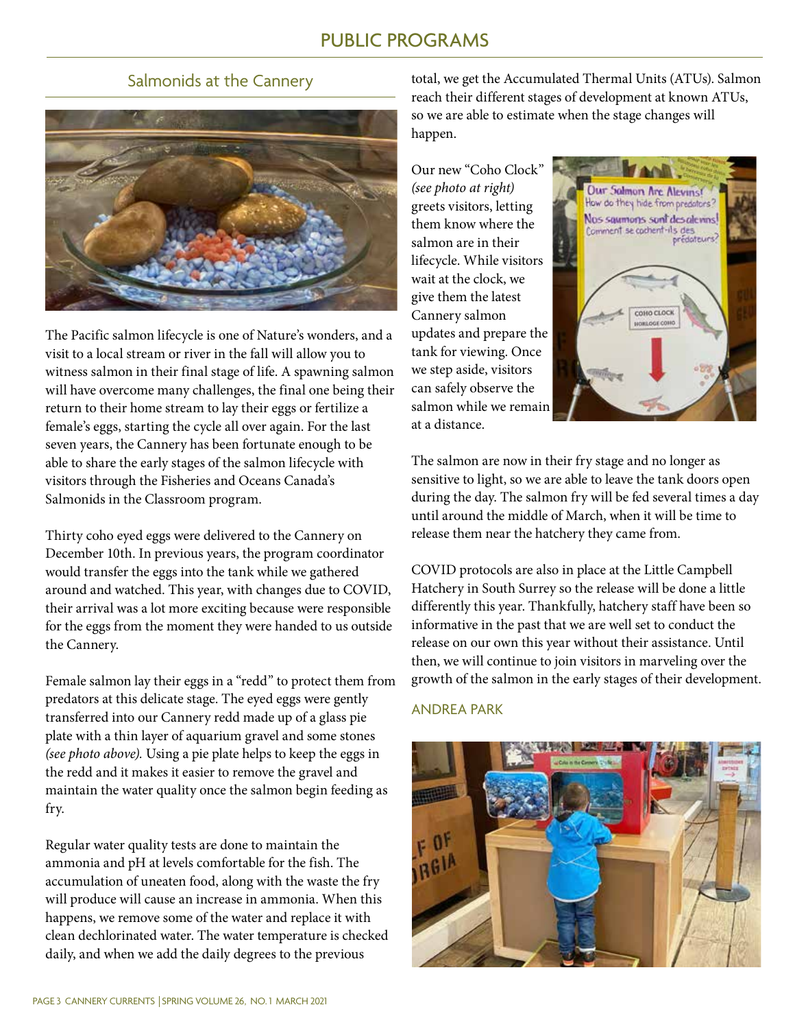# PUBLIC PROGRAMS

## Salmonids at the Cannery

The Pacific salmon lifecycle is one of Nature's wonders, and a visit to a local stream or river in the fall will allow you to witness salmon in their final stage of life. A spawning salmon will have overcome many challenges, the final one being their return to their home stream to lay their eggs or fertilize a female's eggs, starting the cycle all over again. For the last seven years, the Cannery has been fortunate enough to be able to share the early stages of the salmon lifecycle with visitors through the Fisheries and Oceans Canada's Salmonids in the Classroom program.

Thirty coho eyed eggs were delivered to the Cannery on December 10th. In previous years, the program coordinator would transfer the eggs into the tank while we gathered around and watched. This year, with changes due to COVID, their arrival was a lot more exciting because were responsible for the eggs from the moment they were handed to us outside the Cannery.

Female salmon lay their eggs in a "redd" to protect them from predators at this delicate stage. The eyed eggs were gently transferred into our Cannery redd made up of a glass pie plate with a thin layer of aquarium gravel and some stones *(see photo above).* Using a pie plate helps to keep the eggs in the redd and it makes it easier to remove the gravel and maintain the water quality once the salmon begin feeding as fry.

Regular water quality tests are done to maintain the ammonia and pH at levels comfortable for the fish. The accumulation of uneaten food, along with the waste the fry will produce will cause an increase in ammonia. When this happens, we remove some of the water and replace it with clean dechlorinated water. The water temperature is checked daily, and when we add the daily degrees to the previous total, we get the Accumulated Thermal Units (ATUs). Salmon reach their different stages of development at known ATUs, so we are able to estimate when the stage changes will happen.

Our new "Coho Clock" *(see photo at right)* greets visitors, letting them know where the salmon are in their lifecycle. While visitors wait at the clock, we give them the latest Cannery salmon updates and prepare the tank for viewing. Once we step aside, visitors can safely observe the salmon while we remain at a distance.

The salmon are now in their fry stage and no longer as sensitive to light, so we are able to leave the tank doors open during the day. The salmon fry will be fed several times a day until around the middle of March, when it will be time to release them near the hatchery they came from.

COVID protocols are also in place at the Little Campbell Hatchery in South Surrey so the release will be done a little differently this year. Thankfully, hatchery staff have been so informative in the past that we are well set to conduct the release on our own this year without their assistance. Until then, we will continue to join visitors in marveling over the growth of the salmon in the early stages of their development.

ANDREA PARK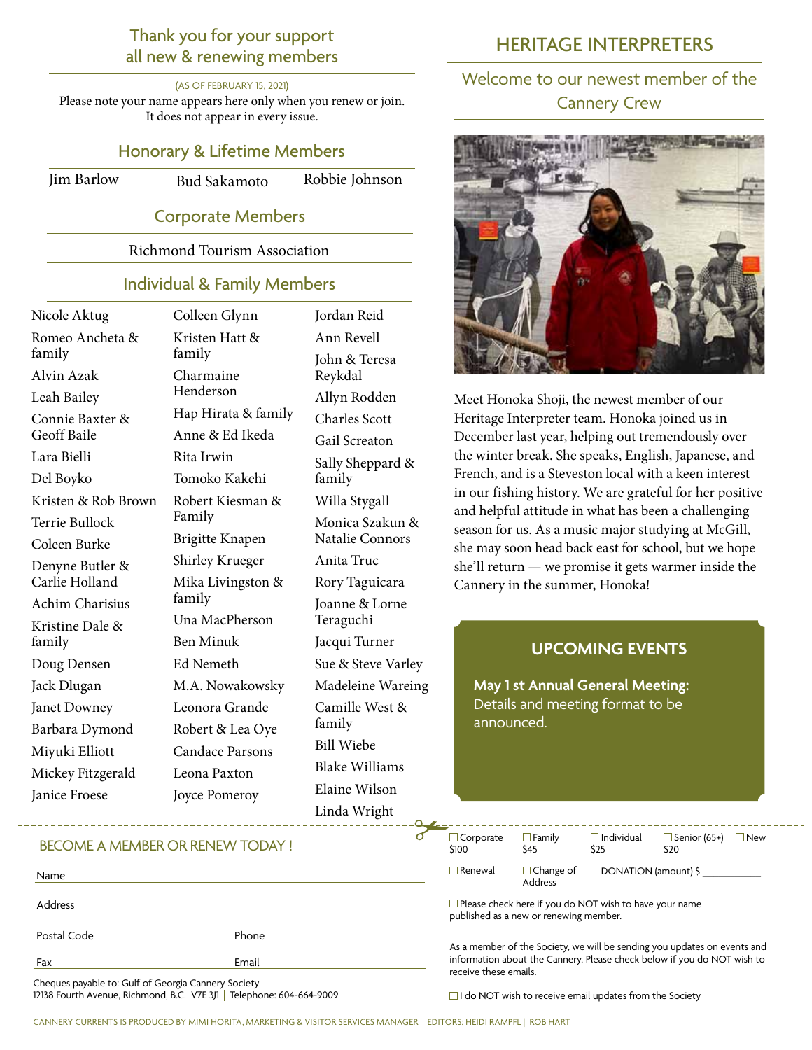## Thank you for your support all new & renewing members

(AS OF FEBRUARY 15, 2021)

Please note your name appears here only when you renew or join. It does not appear in every issue.

### Honorary & Lifetime Members

Jim Barlow
Bud Sakamoto
Robbie Johnson

### Corporate Members

Richmond Tourism Association

### Individual & Family Members

Nicole Aktug
Romeo Ancheta & family
Alvin Azak
Leah Bailey
Connie Baxter & Geoff Baile
Lara Bielli
Del Boyko
Kristen & Rob Brown
Terrie Bullock
Coleen Burke
Denyne Butler & Carlie Holland
Achim Charisius
Kristine Dale & family
Doug Densen
Jack Dlugan
Janet Downey
Barbara Dymond
Miyuki Elliott
Mickey Fitzgerald
Janice Froese
Colleen Glynn
Kristen Hatt & family
Charmaine Henderson
Hap Hirata & family
Anne & Ed Ikeda
Rita Irwin
Tomoko Kakehi
Robert Kiesman & Family
Brigitte Knapen
Shirley Krueger
Mika Livingston & family
Una MacPherson
Ben Minuk
Ed Nemeth
M.A. Nowakowsky
Leonora Grande
Robert & Lea Oye
Candace Parsons
Leona Paxton
Joyce Pomeroy
Jordan Reid
Ann Revell
John & Teresa Reykdal
Allyn Rodden
Charles Scott
Gail Screaton
Sally Sheppard & family
Willa Stygall
Monica Szakun & Natalie Connors
Anita Truc
Rory Taguicara
Joanne & Lorne Teraguchi
Jacqui Turner
Sue & Steve Varley
Madeleine Wareing
Camille West & family
Bill Wiebe
Blake Williams
Elaine Wilson
Linda Wright

## HERITAGE INTERPRETERS

### Welcome to our newest member of the Cannery Crew

Meet Honoka Shoji, the newest member of our Heritage Interpreter team. Honoka joined us in December last year, helping out tremendously over the winter break. She speaks, English, Japanese, and French, and is a Steveston local with a keen interest in our fishing history. We are grateful for her positive and helpful attitude in what has been a challenging season for us. As a music major studying at McGill, she may soon head back east for school, but we hope she'll return — we promise it gets warmer inside the Cannery in the summer, Honoka!

## UPCOMING EVENTS

**May 1st Annual General Meeting:** Details and meeting format to be announced.

## BECOME A MEMBER OR RENEW TODAY !

Name

Address

Postal Code Phone

Fax Email

Cheques payable to: Gulf of Georgia Cannery Society | 12138 Fourth Avenue, Richmond, B.C. V7E 3J1 | Telephone: 604-664-9009

☐ Corporate $100 ☐ Family $45 ☐ Individual $25 ☐ Senior (65+) $20 ☐ New

☐ Renewal ☐ Change of Address ☐ DONATION (amount) $ ___________

☐ Please check here if you do NOT wish to have your name published as a new or renewing member.

As a member of the Society, we will be sending you updates on events and information about the Cannery. Please check below if you do NOT wish to receive these emails.

☐ I do NOT wish to receive email updates from the Society

CANNERY CURRENTS IS PRODUCED BY MIMI HORITA, MARKETING & VISITOR SERVICES MANAGER | EDITORS: HEIDI RAMPFL | ROB HART